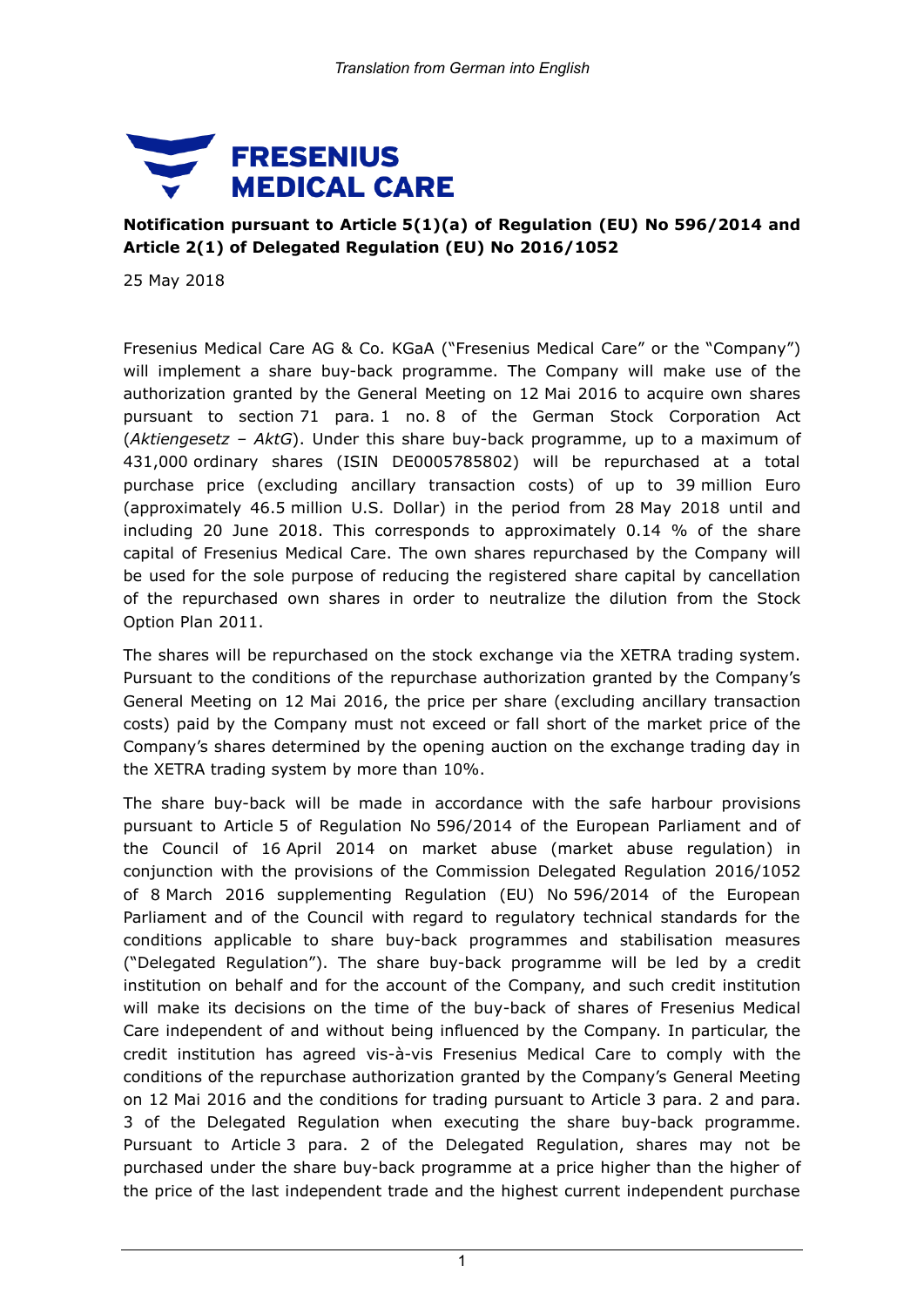*Translation from German into English*

**FRESENIUS MEDICAL CARE**

**Notification pursuant to Article 5(1)(a) of Regulation (EU) No 596/2014 and Article 2(1) of Delegated Regulation (EU) No 2016/1052**

25 May 2018

Fresenius Medical Care AG & Co. KGaA ("Fresenius Medical Care" or the "Company") will implement a share buy-back programme. The Company will make use of the authorization granted by the General Meeting on 12 Mai 2016 to acquire own shares pursuant to section 71 para. 1 no. 8 of the German Stock Corporation Act (*Aktiengesetz – AktG*). Under this share buy-back programme, up to a maximum of 431,000 ordinary shares (ISIN DE0005785802) will be repurchased at a total purchase price (excluding ancillary transaction costs) of up to 39 million Euro (approximately 46.5 million U.S. Dollar) in the period from 28 May 2018 until and including 20 June 2018. This corresponds to approximately 0.14 % of the share capital of Fresenius Medical Care. The own shares repurchased by the Company will be used for the sole purpose of reducing the registered share capital by cancellation of the repurchased own shares in order to neutralize the dilution from the Stock Option Plan 2011.

The shares will be repurchased on the stock exchange via the XETRA trading system. Pursuant to the conditions of the repurchase authorization granted by the Company's General Meeting on 12 Mai 2016, the price per share (excluding ancillary transaction costs) paid by the Company must not exceed or fall short of the market price of the Company's shares determined by the opening auction on the exchange trading day in the XETRA trading system by more than 10%.

The share buy-back will be made in accordance with the safe harbour provisions pursuant to Article 5 of Regulation No 596/2014 of the European Parliament and of the Council of 16 April 2014 on market abuse (market abuse regulation) in conjunction with the provisions of the Commission Delegated Regulation 2016/1052 of 8 March 2016 supplementing Regulation (EU) No 596/2014 of the European Parliament and of the Council with regard to regulatory technical standards for the conditions applicable to share buy-back programmes and stabilisation measures ("Delegated Regulation"). The share buy-back programme will be led by a credit institution on behalf and for the account of the Company, and such credit institution will make its decisions on the time of the buy-back of shares of Fresenius Medical Care independent of and without being influenced by the Company. In particular, the credit institution has agreed vis-à-vis Fresenius Medical Care to comply with the conditions of the repurchase authorization granted by the Company's General Meeting on 12 Mai 2016 and the conditions for trading pursuant to Article 3 para. 2 and para. 3 of the Delegated Regulation when executing the share buy-back programme. Pursuant to Article 3 para. 2 of the Delegated Regulation, shares may not be purchased under the share buy-back programme at a price higher than the higher of the price of the last independent trade and the highest current independent purchase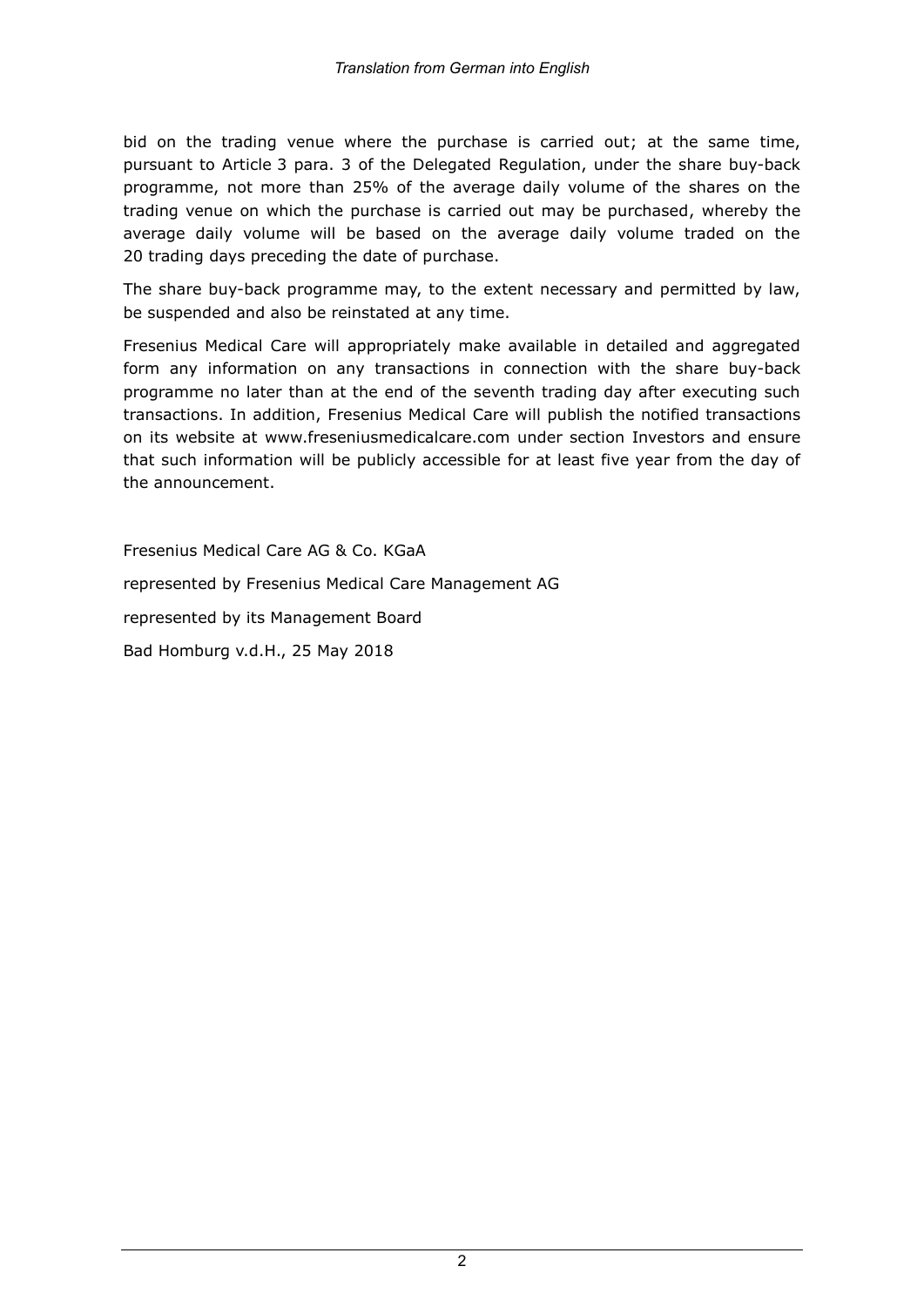bid on the trading venue where the purchase is carried out; at the same time, pursuant to Article 3 para. 3 of the Delegated Regulation, under the share buy-back programme, not more than 25% of the average daily volume of the shares on the trading venue on which the purchase is carried out may be purchased, whereby the average daily volume will be based on the average daily volume traded on the 20 trading days preceding the date of purchase.

The share buy-back programme may, to the extent necessary and permitted by law, be suspended and also be reinstated at any time.

Fresenius Medical Care will appropriately make available in detailed and aggregated form any information on any transactions in connection with the share buy-back programme no later than at the end of the seventh trading day after executing such transactions. In addition, Fresenius Medical Care will publish the notified transactions on its website at www.freseniusmedicalcare.com under section Investors and ensure that such information will be publicly accessible for at least five year from the day of the announcement.

Fresenius Medical Care AG & Co. KGaA

represented by Fresenius Medical Care Management AG

represented by its Management Board

Bad Homburg v.d.H., 25 May 2018